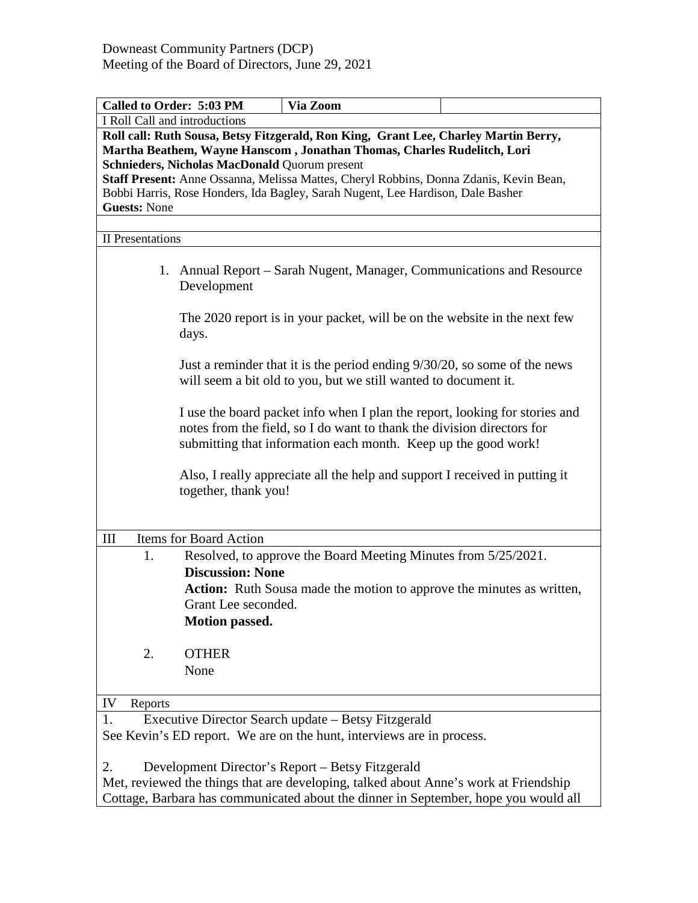Downeast Community Partners (DCP)
Meeting of the Board of Directors, June 29, 2021

| **Called to Order: 5:03 PM** | **Via Zoom** | |
|---|---|---|

I Roll Call and introductions

**Roll call: Ruth Sousa, Betsy Fitzgerald, Ron King, Grant Lee, Charley Martin Berry, Martha Beathem, Wayne Hanscom , Jonathan Thomas, Charles Rudelitch, Lori Schnieders, Nicholas MacDonald** Quorum present
**Staff Present:** Anne Ossanna, Melissa Mattes, Cheryl Robbins, Donna Zdanis, Kevin Bean, Bobbi Harris, Rose Honders, Ida Bagley, Sarah Nugent, Lee Hardison, Dale Basher
**Guests:** None

II Presentations

1. Annual Report – Sarah Nugent, Manager, Communications and Resource Development

   The 2020 report is in your packet, will be on the website in the next few days.

   Just a reminder that it is the period ending 9/30/20, so some of the news will seem a bit old to you, but we still wanted to document it.

   I use the board packet info when I plan the report, looking for stories and notes from the field, so I do want to thank the division directors for submitting that information each month. Keep up the good work!

   Also, I really appreciate all the help and support I received in putting it together, thank you!

III Items for Board Action

1. Resolved, to approve the Board Meeting Minutes from 5/25/2021.
   **Discussion: None**
   **Action:** Ruth Sousa made the motion to approve the minutes as written, Grant Lee seconded.
   **Motion passed.**

2. OTHER
   None

IV Reports

1. Executive Director Search update – Betsy Fitzgerald

See Kevin's ED report. We are on the hunt, interviews are in process.

2. Development Director's Report – Betsy Fitzgerald

Met, reviewed the things that are developing, talked about Anne's work at Friendship Cottage, Barbara has communicated about the dinner in September, hope you would all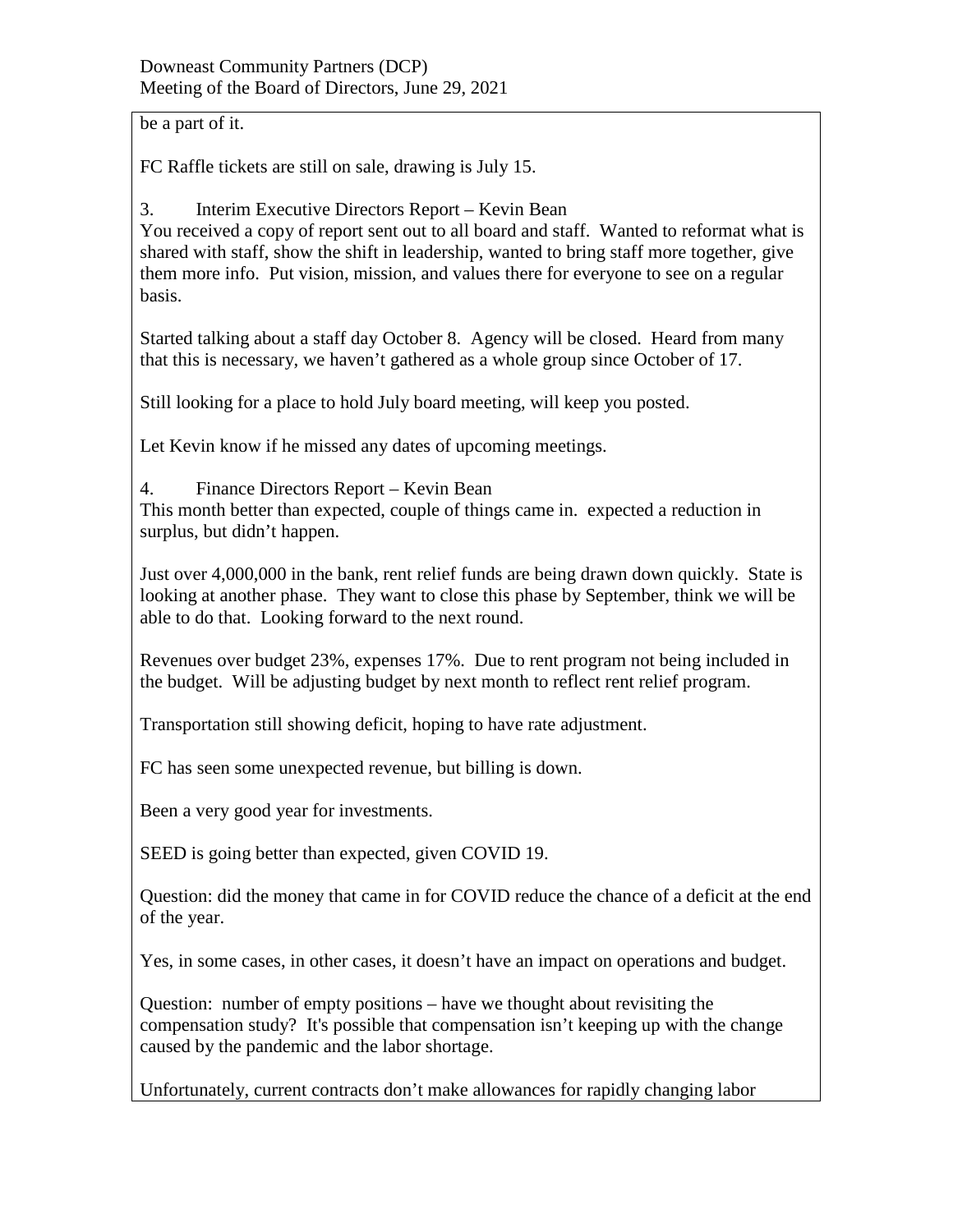be a part of it.

FC Raffle tickets are still on sale, drawing is July 15.

3. Interim Executive Directors Report – Kevin Bean

You received a copy of report sent out to all board and staff. Wanted to reformat what is shared with staff, show the shift in leadership, wanted to bring staff more together, give them more info. Put vision, mission, and values there for everyone to see on a regular basis.

Started talking about a staff day October 8. Agency will be closed. Heard from many that this is necessary, we haven't gathered as a whole group since October of 17.

Still looking for a place to hold July board meeting, will keep you posted.

Let Kevin know if he missed any dates of upcoming meetings.

4. Finance Directors Report – Kevin Bean

This month better than expected, couple of things came in. expected a reduction in surplus, but didn't happen.

Just over 4,000,000 in the bank, rent relief funds are being drawn down quickly. State is looking at another phase. They want to close this phase by September, think we will be able to do that. Looking forward to the next round.

Revenues over budget 23%, expenses 17%. Due to rent program not being included in the budget. Will be adjusting budget by next month to reflect rent relief program.

Transportation still showing deficit, hoping to have rate adjustment.

FC has seen some unexpected revenue, but billing is down.

Been a very good year for investments.

SEED is going better than expected, given COVID 19.

Question: did the money that came in for COVID reduce the chance of a deficit at the end of the year.

Yes, in some cases, in other cases, it doesn't have an impact on operations and budget.

Question: number of empty positions – have we thought about revisiting the compensation study? It's possible that compensation isn't keeping up with the change caused by the pandemic and the labor shortage.

Unfortunately, current contracts don't make allowances for rapidly changing labor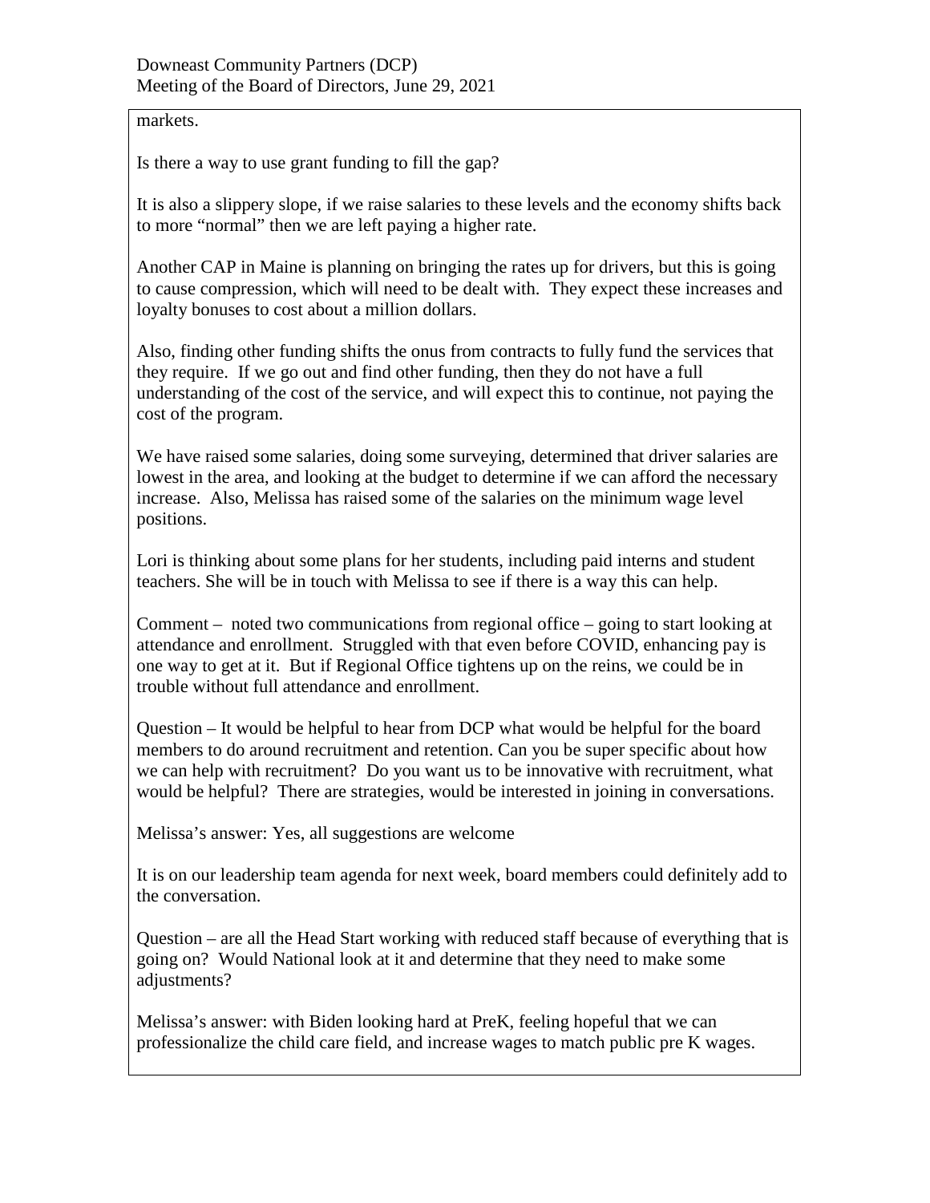markets.

Is there a way to use grant funding to fill the gap?

It is also a slippery slope, if we raise salaries to these levels and the economy shifts back to more "normal" then we are left paying a higher rate.

Another CAP in Maine is planning on bringing the rates up for drivers, but this is going to cause compression, which will need to be dealt with. They expect these increases and loyalty bonuses to cost about a million dollars.

Also, finding other funding shifts the onus from contracts to fully fund the services that they require. If we go out and find other funding, then they do not have a full understanding of the cost of the service, and will expect this to continue, not paying the cost of the program.

We have raised some salaries, doing some surveying, determined that driver salaries are lowest in the area, and looking at the budget to determine if we can afford the necessary increase. Also, Melissa has raised some of the salaries on the minimum wage level positions.

Lori is thinking about some plans for her students, including paid interns and student teachers. She will be in touch with Melissa to see if there is a way this can help.

Comment – noted two communications from regional office – going to start looking at attendance and enrollment. Struggled with that even before COVID, enhancing pay is one way to get at it. But if Regional Office tightens up on the reins, we could be in trouble without full attendance and enrollment.

Question – It would be helpful to hear from DCP what would be helpful for the board members to do around recruitment and retention. Can you be super specific about how we can help with recruitment? Do you want us to be innovative with recruitment, what would be helpful? There are strategies, would be interested in joining in conversations.

Melissa's answer: Yes, all suggestions are welcome

It is on our leadership team agenda for next week, board members could definitely add to the conversation.

Question – are all the Head Start working with reduced staff because of everything that is going on? Would National look at it and determine that they need to make some adjustments?

Melissa's answer: with Biden looking hard at PreK, feeling hopeful that we can professionalize the child care field, and increase wages to match public pre K wages.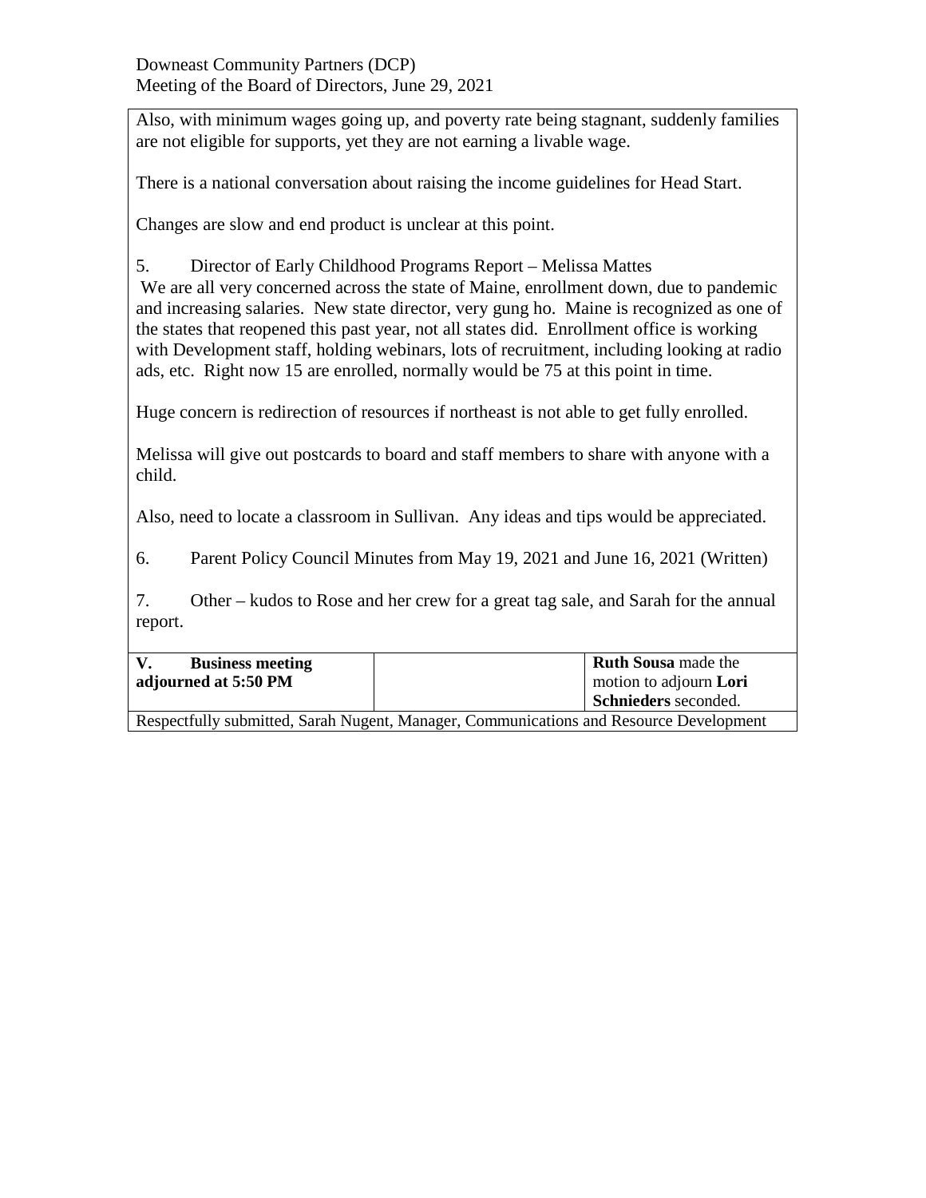Also, with minimum wages going up, and poverty rate being stagnant, suddenly families are not eligible for supports, yet they are not earning a livable wage.

There is a national conversation about raising the income guidelines for Head Start.

Changes are slow and end product is unclear at this point.

5. Director of Early Childhood Programs Report – Melissa Mattes

We are all very concerned across the state of Maine, enrollment down, due to pandemic and increasing salaries. New state director, very gung ho. Maine is recognized as one of the states that reopened this past year, not all states did. Enrollment office is working with Development staff, holding webinars, lots of recruitment, including looking at radio ads, etc. Right now 15 are enrolled, normally would be 75 at this point in time.

Huge concern is redirection of resources if northeast is not able to get fully enrolled.

Melissa will give out postcards to board and staff members to share with anyone with a child.

Also, need to locate a classroom in Sullivan. Any ideas and tips would be appreciated.

6. Parent Policy Council Minutes from May 19, 2021 and June 16, 2021 (Written)

7. Other – kudos to Rose and her crew for a great tag sale, and Sarah for the annual report.

| | | |
|---|---|---|
| **V. Business meeting adjourned at 5:50 PM** | | **Ruth Sousa** made the motion to adjourn **Lori Schnieders** seconded. |

Respectfully submitted, Sarah Nugent, Manager, Communications and Resource Development